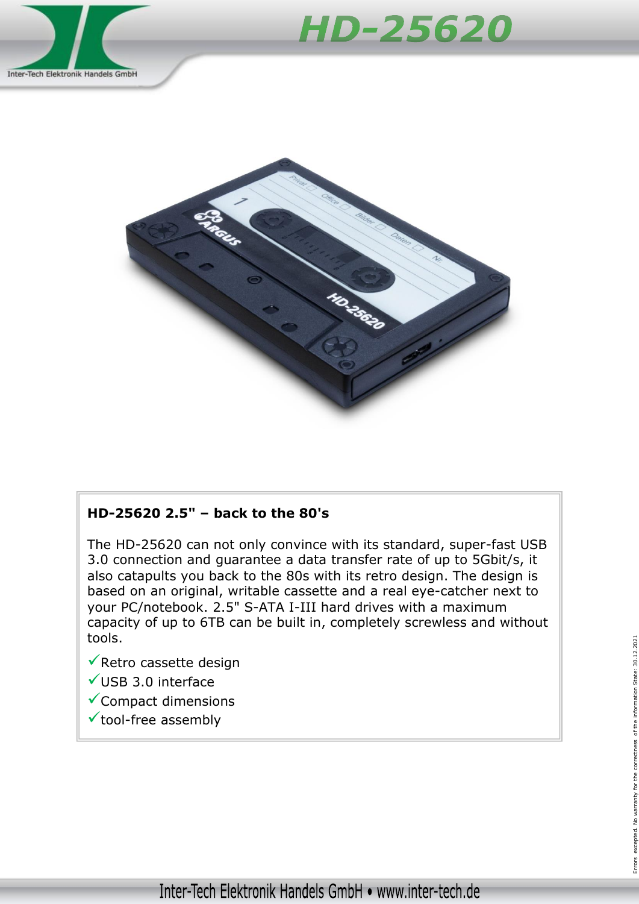# HD-25620

Inter-Tech Elektronik Handels GmbH

**HD-25620 2.5" – back to the 80's**

The HD-25620 can not only convince with its standard, super-fast USB 3.0 connection and guarantee a data transfer rate of up to 5Gbit/s, it also catapults you back to the 80s with its retro design. The design is based on an original, writable cassette and a real eye-catcher next to your PC/notebook. 2.5" S-ATA I-III hard drives with a maximum capacity of up to 6TB can be built in, completely screwless and without tools.

- ✓Retro cassette design
- ✓USB 3.0 interface
- ✓Compact dimensions
- ✓tool-free assembly

Errors excepted. No warranty for the correctness of the information State: 30.12.2021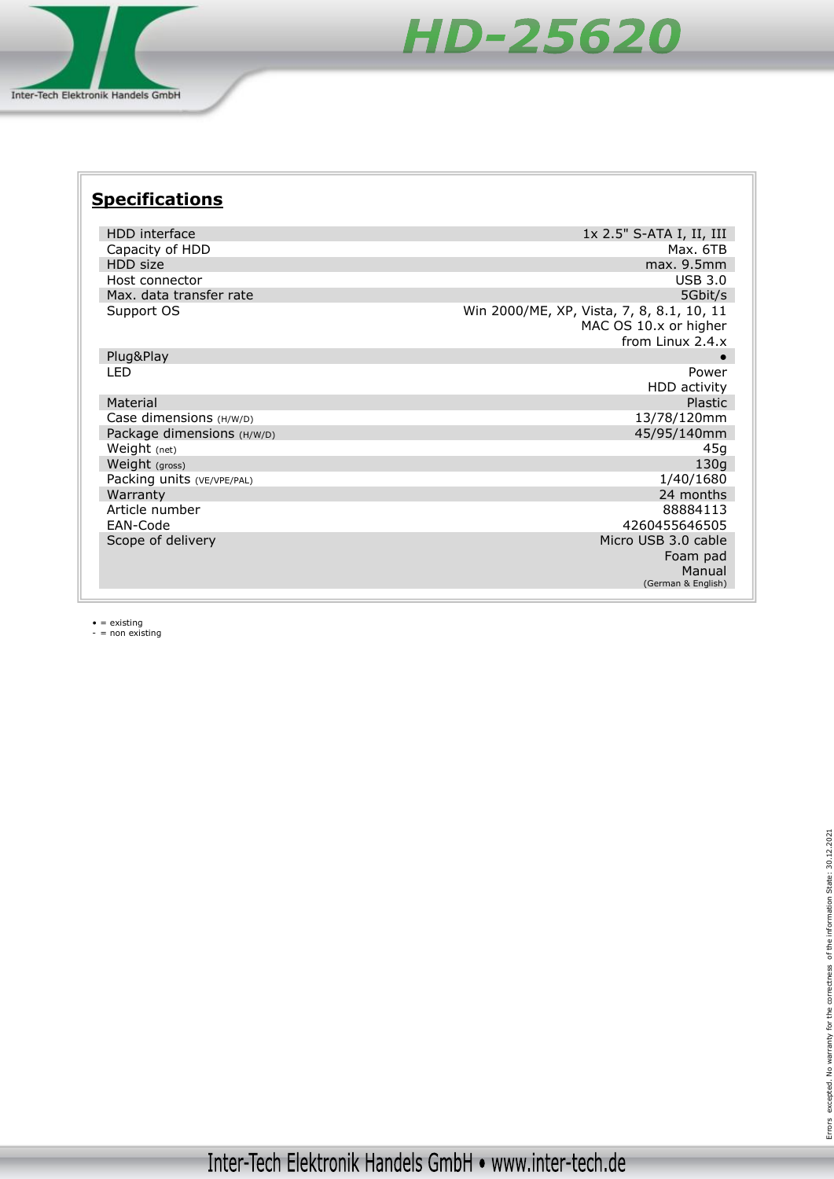# HD-25620

## Specifications

| | |
|---|---|
| HDD interface | 1x 2.5" S-ATA I, II, III |
| Capacity of HDD | Max. 6TB |
| HDD size | max. 9.5mm |
| Host connector | USB 3.0 |
| Max. data transfer rate | 5Gbit/s |
| Support OS | Win 2000/ME, XP, Vista, 7, 8, 8.1, 10, 11<br>MAC OS 10.x or higher<br>from Linux 2.4.x |
| Plug&Play | • |
| LED | Power<br>HDD activity |
| Material | Plastic |
| Case dimensions (H/W/D) | 13/78/120mm |
| Package dimensions (H/W/D) | 45/95/140mm |
| Weight (net) | 45g |
| Weight (gross) | 130g |
| Packing units (VE/VPE/PAL) | 1/40/1680 |
| Warranty | 24 months |
| Article number | 88884113 |
| EAN-Code | 4260455646505 |
| Scope of delivery | Micro USB 3.0 cable<br>Foam pad<br>Manual<br>(German & English) |

• = existing
- = non existing

Errors excepted. No warranty for the correctness of the information State: 30.12.2021

Inter-Tech Elektronik Handels GmbH • www.inter-tech.de